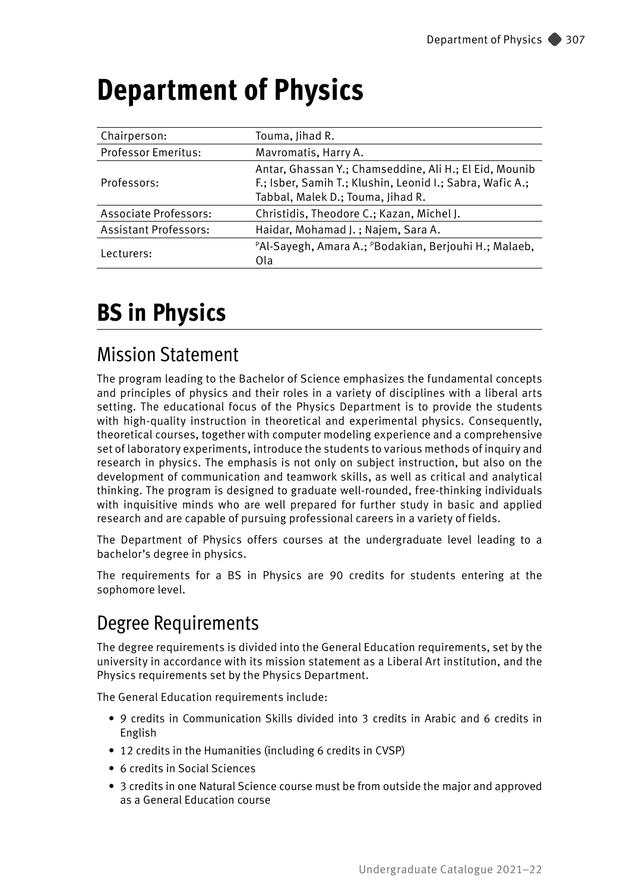# Department of Physics

| | |
|---|---|
| Chairperson: | Touma, Jihad R. |
| Professor Emeritus: | Mavromatis, Harry A. |
| Professors: | Antar, Ghassan Y.; Chamseddine, Ali H.; El Eid, Mounib F.; Isber, Samih T.; Klushin, Leonid I.; Sabra, Wafic A.; Tabbal, Malek D.; Touma, Jihad R. |
| Associate Professors: | Christidis, Theodore C.; Kazan, Michel J. |
| Assistant Professors: | Haidar, Mohamad J. ; Najem, Sara A. |
| Lecturers: | [P]Al-Sayegh, Amara A.; [P]Bodakian, Berjouhi H.; Malaeb, Ola |

# BS in Physics

## Mission Statement

The program leading to the Bachelor of Science emphasizes the fundamental concepts and principles of physics and their roles in a variety of disciplines with a liberal arts setting. The educational focus of the Physics Department is to provide the students with high-quality instruction in theoretical and experimental physics. Consequently, theoretical courses, together with computer modeling experience and a comprehensive set of laboratory experiments, introduce the students to various methods of inquiry and research in physics. The emphasis is not only on subject instruction, but also on the development of communication and teamwork skills, as well as critical and analytical thinking. The program is designed to graduate well-rounded, free-thinking individuals with inquisitive minds who are well prepared for further study in basic and applied research and are capable of pursuing professional careers in a variety of fields.

The Department of Physics offers courses at the undergraduate level leading to a bachelor's degree in physics.

The requirements for a BS in Physics are 90 credits for students entering at the sophomore level.

## Degree Requirements

The degree requirements is divided into the General Education requirements, set by the university in accordance with its mission statement as a Liberal Art institution, and the Physics requirements set by the Physics Department.

The General Education requirements include:

- 9 credits in Communication Skills divided into 3 credits in Arabic and 6 credits in English
- 12 credits in the Humanities (including 6 credits in CVSP)
- 6 credits in Social Sciences
- 3 credits in one Natural Science course must be from outside the major and approved as a General Education course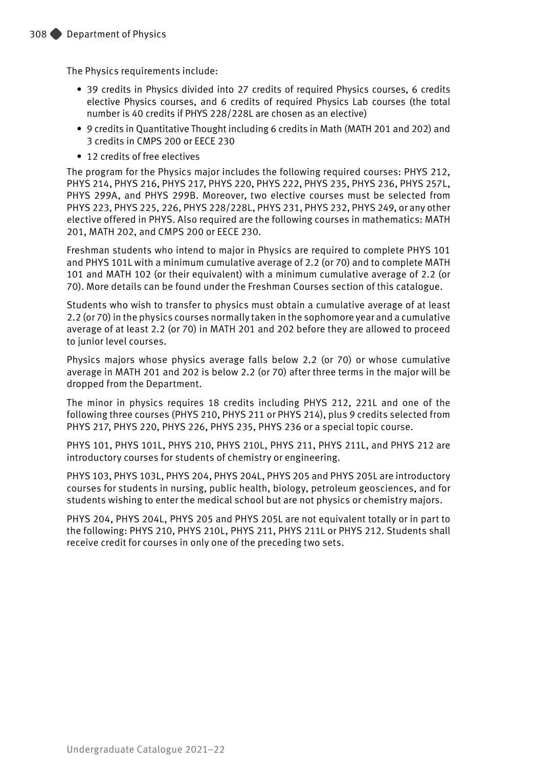The Physics requirements include:

- 39 credits in Physics divided into 27 credits of required Physics courses, 6 credits elective Physics courses, and 6 credits of required Physics Lab courses (the total number is 40 credits if PHYS 228/228L are chosen as an elective)
- 9 credits in Quantitative Thought including 6 credits in Math (MATH 201 and 202) and 3 credits in CMPS 200 or EECE 230
- 12 credits of free electives

The program for the Physics major includes the following required courses: PHYS 212, PHYS 214, PHYS 216, PHYS 217, PHYS 220, PHYS 222, PHYS 235, PHYS 236, PHYS 257L, PHYS 299A, and PHYS 299B. Moreover, two elective courses must be selected from PHYS 223, PHYS 225, 226, PHYS 228/228L, PHYS 231, PHYS 232, PHYS 249, or any other elective offered in PHYS. Also required are the following courses in mathematics: MATH 201, MATH 202, and CMPS 200 or EECE 230.

Freshman students who intend to major in Physics are required to complete PHYS 101 and PHYS 101L with a minimum cumulative average of 2.2 (or 70) and to complete MATH 101 and MATH 102 (or their equivalent) with a minimum cumulative average of 2.2 (or 70). More details can be found under the Freshman Courses section of this catalogue.

Students who wish to transfer to physics must obtain a cumulative average of at least 2.2 (or 70) in the physics courses normally taken in the sophomore year and a cumulative average of at least 2.2 (or 70) in MATH 201 and 202 before they are allowed to proceed to junior level courses.

Physics majors whose physics average falls below 2.2 (or 70) or whose cumulative average in MATH 201 and 202 is below 2.2 (or 70) after three terms in the major will be dropped from the Department.

The minor in physics requires 18 credits including PHYS 212, 221L and one of the following three courses (PHYS 210, PHYS 211 or PHYS 214), plus 9 credits selected from PHYS 217, PHYS 220, PHYS 226, PHYS 235, PHYS 236 or a special topic course.

PHYS 101, PHYS 101L, PHYS 210, PHYS 210L, PHYS 211, PHYS 211L, and PHYS 212 are introductory courses for students of chemistry or engineering.

PHYS 103, PHYS 103L, PHYS 204, PHYS 204L, PHYS 205 and PHYS 205L are introductory courses for students in nursing, public health, biology, petroleum geosciences, and for students wishing to enter the medical school but are not physics or chemistry majors.

PHYS 204, PHYS 204L, PHYS 205 and PHYS 205L are not equivalent totally or in part to the following: PHYS 210, PHYS 210L, PHYS 211, PHYS 211L or PHYS 212. Students shall receive credit for courses in only one of the preceding two sets.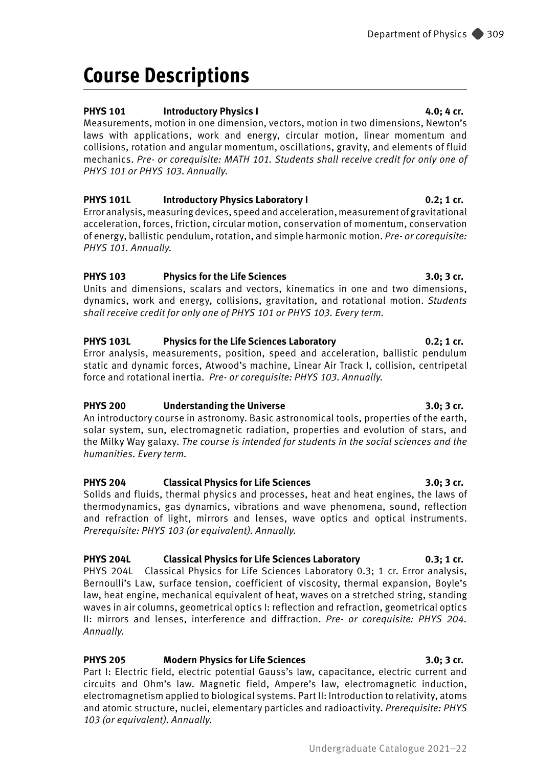# Course Descriptions

**PHYS 101 Introductory Physics I 4.0; 4 cr.**
Measurements, motion in one dimension, vectors, motion in two dimensions, Newton's laws with applications, work and energy, circular motion, linear momentum and collisions, rotation and angular momentum, oscillations, gravity, and elements of fluid mechanics. *Pre- or corequisite: MATH 101. Students shall receive credit for only one of PHYS 101 or PHYS 103. Annually.*

**PHYS 101L Introductory Physics Laboratory I 0.2; 1 cr.**
Error analysis, measuring devices, speed and acceleration, measurement of gravitational acceleration, forces, friction, circular motion, conservation of momentum, conservation of energy, ballistic pendulum, rotation, and simple harmonic motion. *Pre- or corequisite: PHYS 101. Annually.*

**PHYS 103 Physics for the Life Sciences 3.0; 3 cr.**
Units and dimensions, scalars and vectors, kinematics in one and two dimensions, dynamics, work and energy, collisions, gravitation, and rotational motion. *Students shall receive credit for only one of PHYS 101 or PHYS 103. Every term.*

**PHYS 103L Physics for the Life Sciences Laboratory 0.2; 1 cr.**
Error analysis, measurements, position, speed and acceleration, ballistic pendulum static and dynamic forces, Atwood's machine, Linear Air Track I, collision, centripetal force and rotational inertia. *Pre- or corequisite: PHYS 103. Annually.*

**PHYS 200 Understanding the Universe 3.0; 3 cr.**
An introductory course in astronomy. Basic astronomical tools, properties of the earth, solar system, sun, electromagnetic radiation, properties and evolution of stars, and the Milky Way galaxy. *The course is intended for students in the social sciences and the humanities. Every term.*

**PHYS 204 Classical Physics for Life Sciences 3.0; 3 cr.**
Solids and fluids, thermal physics and processes, heat and heat engines, the laws of thermodynamics, gas dynamics, vibrations and wave phenomena, sound, reflection and refraction of light, mirrors and lenses, wave optics and optical instruments. *Prerequisite: PHYS 103 (or equivalent). Annually.*

**PHYS 204L Classical Physics for Life Sciences Laboratory 0.3; 1 cr.**
PHYS 204L Classical Physics for Life Sciences Laboratory 0.3; 1 cr. Error analysis, Bernoulli's Law, surface tension, coefficient of viscosity, thermal expansion, Boyle's law, heat engine, mechanical equivalent of heat, waves on a stretched string, standing waves in air columns, geometrical optics I: reflection and refraction, geometrical optics II: mirrors and lenses, interference and diffraction. *Pre- or corequisite: PHYS 204. Annually.*

**PHYS 205 Modern Physics for Life Sciences 3.0; 3 cr.**
Part I: Electric field, electric potential Gauss's law, capacitance, electric current and circuits and Ohm's law. Magnetic field, Ampere's law, electromagnetic induction, electromagnetism applied to biological systems. Part II: Introduction to relativity, atoms and atomic structure, nuclei, elementary particles and radioactivity. *Prerequisite: PHYS 103 (or equivalent). Annually.*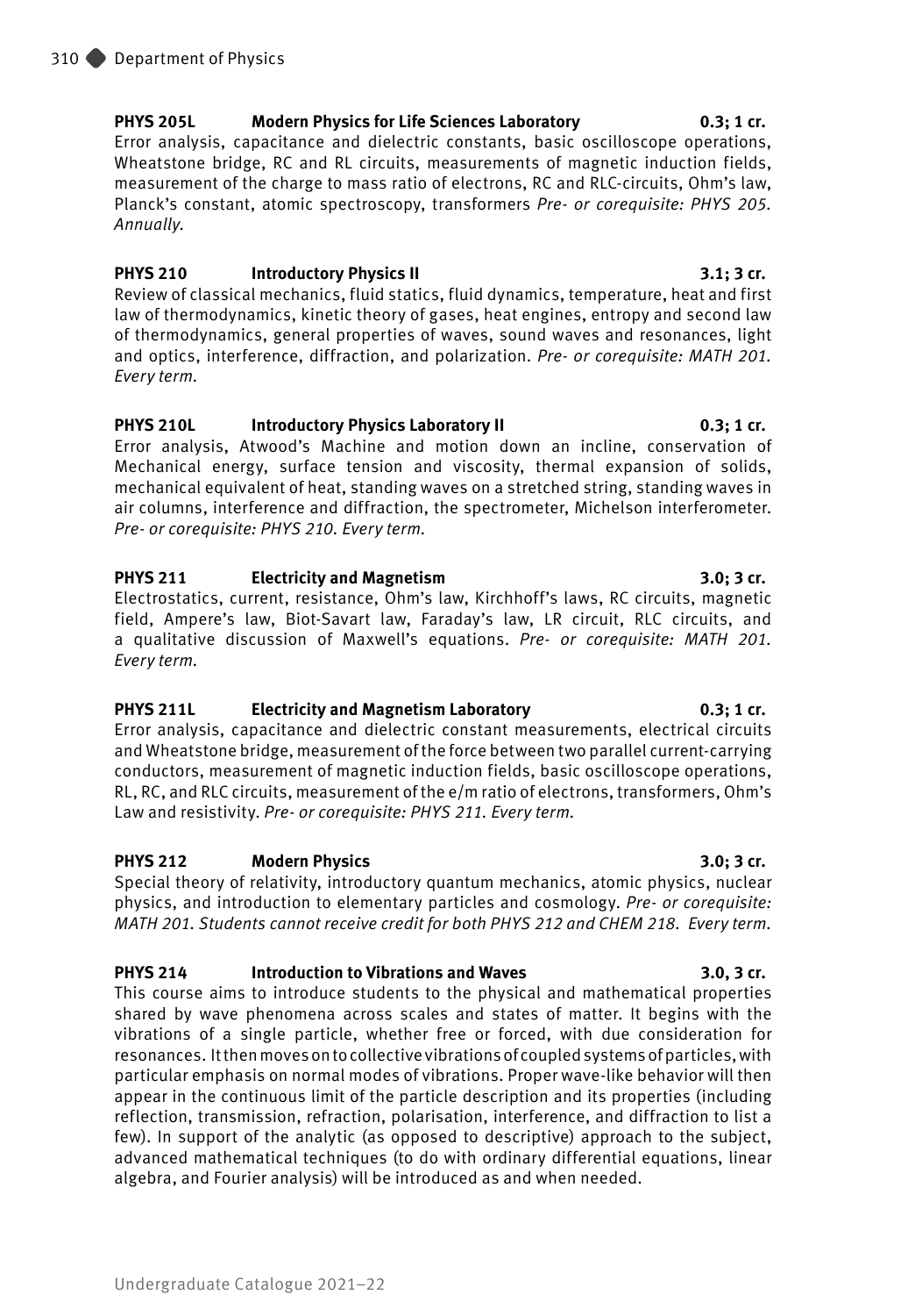**PHYS 205L Modern Physics for Life Sciences Laboratory 0.3; 1 cr.**
Error analysis, capacitance and dielectric constants, basic oscilloscope operations, Wheatstone bridge, RC and RL circuits, measurements of magnetic induction fields, measurement of the charge to mass ratio of electrons, RC and RLC-circuits, Ohm's law, Planck's constant, atomic spectroscopy, transformers *Pre- or corequisite: PHYS 205. Annually.*

**PHYS 210 Introductory Physics II 3.1; 3 cr.**
Review of classical mechanics, fluid statics, fluid dynamics, temperature, heat and first law of thermodynamics, kinetic theory of gases, heat engines, entropy and second law of thermodynamics, general properties of waves, sound waves and resonances, light and optics, interference, diffraction, and polarization. *Pre- or corequisite: MATH 201. Every term.*

**PHYS 210L Introductory Physics Laboratory II 0.3; 1 cr.**
Error analysis, Atwood's Machine and motion down an incline, conservation of Mechanical energy, surface tension and viscosity, thermal expansion of solids, mechanical equivalent of heat, standing waves on a stretched string, standing waves in air columns, interference and diffraction, the spectrometer, Michelson interferometer. *Pre- or corequisite: PHYS 210. Every term.*

**PHYS 211 Electricity and Magnetism 3.0; 3 cr.**
Electrostatics, current, resistance, Ohm's law, Kirchhoff's laws, RC circuits, magnetic field, Ampere's law, Biot-Savart law, Faraday's law, LR circuit, RLC circuits, and a qualitative discussion of Maxwell's equations. *Pre- or corequisite: MATH 201. Every term.*

**PHYS 211L Electricity and Magnetism Laboratory 0.3; 1 cr.**
Error analysis, capacitance and dielectric constant measurements, electrical circuits and Wheatstone bridge, measurement of the force between two parallel current-carrying conductors, measurement of magnetic induction fields, basic oscilloscope operations, RL, RC, and RLC circuits, measurement of the e/m ratio of electrons, transformers, Ohm's Law and resistivity. *Pre- or corequisite: PHYS 211. Every term.*

**PHYS 212 Modern Physics 3.0; 3 cr.**
Special theory of relativity, introductory quantum mechanics, atomic physics, nuclear physics, and introduction to elementary particles and cosmology. *Pre- or corequisite: MATH 201. Students cannot receive credit for both PHYS 212 and CHEM 218. Every term.*

**PHYS 214 Introduction to Vibrations and Waves 3.0, 3 cr.**
This course aims to introduce students to the physical and mathematical properties shared by wave phenomena across scales and states of matter. It begins with the vibrations of a single particle, whether free or forced, with due consideration for resonances. It then moves on to collective vibrations of coupled systems of particles, with particular emphasis on normal modes of vibrations. Proper wave-like behavior will then appear in the continuous limit of the particle description and its properties (including reflection, transmission, refraction, polarisation, interference, and diffraction to list a few). In support of the analytic (as opposed to descriptive) approach to the subject, advanced mathematical techniques (to do with ordinary differential equations, linear algebra, and Fourier analysis) will be introduced as and when needed.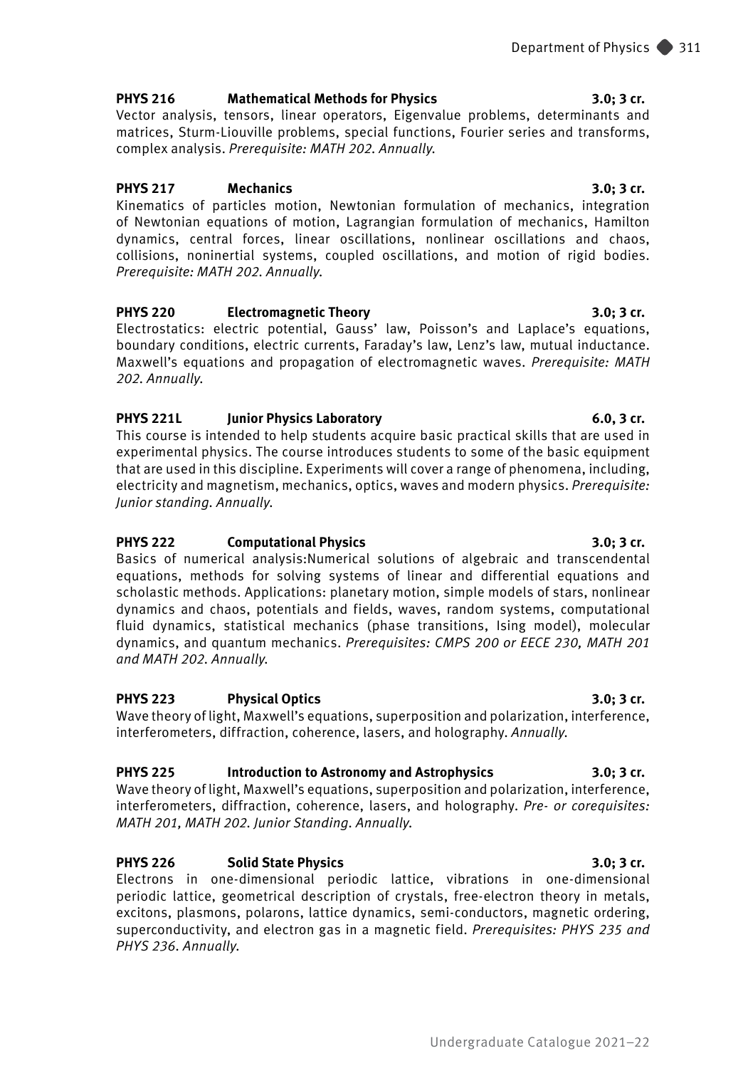**PHYS 216 Mathematical Methods for Physics 3.0; 3 cr.**
Vector analysis, tensors, linear operators, Eigenvalue problems, determinants and matrices, Sturm-Liouville problems, special functions, Fourier series and transforms, complex analysis. *Prerequisite: MATH 202. Annually.*

**PHYS 217 Mechanics 3.0; 3 cr.**
Kinematics of particles motion, Newtonian formulation of mechanics, integration of Newtonian equations of motion, Lagrangian formulation of mechanics, Hamilton dynamics, central forces, linear oscillations, nonlinear oscillations and chaos, collisions, noninertial systems, coupled oscillations, and motion of rigid bodies. *Prerequisite: MATH 202. Annually.*

**PHYS 220 Electromagnetic Theory 3.0; 3 cr.**
Electrostatics: electric potential, Gauss' law, Poisson's and Laplace's equations, boundary conditions, electric currents, Faraday's law, Lenz's law, mutual inductance. Maxwell's equations and propagation of electromagnetic waves. *Prerequisite: MATH 202. Annually.*

**PHYS 221L Junior Physics Laboratory 6.0, 3 cr.**
This course is intended to help students acquire basic practical skills that are used in experimental physics. The course introduces students to some of the basic equipment that are used in this discipline. Experiments will cover a range of phenomena, including, electricity and magnetism, mechanics, optics, waves and modern physics. *Prerequisite: Junior standing. Annually.*

**PHYS 222 Computational Physics 3.0; 3 cr.**
Basics of numerical analysis:Numerical solutions of algebraic and transcendental equations, methods for solving systems of linear and differential equations and scholastic methods. Applications: planetary motion, simple models of stars, nonlinear dynamics and chaos, potentials and fields, waves, random systems, computational fluid dynamics, statistical mechanics (phase transitions, Ising model), molecular dynamics, and quantum mechanics. *Prerequisites: CMPS 200 or EECE 230, MATH 201 and MATH 202. Annually.*

**PHYS 223 Physical Optics 3.0; 3 cr.**
Wave theory of light, Maxwell's equations, superposition and polarization, interference, interferometers, diffraction, coherence, lasers, and holography. *Annually.*

**PHYS 225 Introduction to Astronomy and Astrophysics 3.0; 3 cr.**
Wave theory of light, Maxwell's equations, superposition and polarization, interference, interferometers, diffraction, coherence, lasers, and holography. *Pre- or corequisites: MATH 201, MATH 202. Junior Standing. Annually.*

**PHYS 226 Solid State Physics 3.0; 3 cr.**
Electrons in one-dimensional periodic lattice, vibrations in one-dimensional periodic lattice, geometrical description of crystals, free-electron theory in metals, excitons, plasmons, polarons, lattice dynamics, semi-conductors, magnetic ordering, superconductivity, and electron gas in a magnetic field. *Prerequisites: PHYS 235 and PHYS 236. Annually.*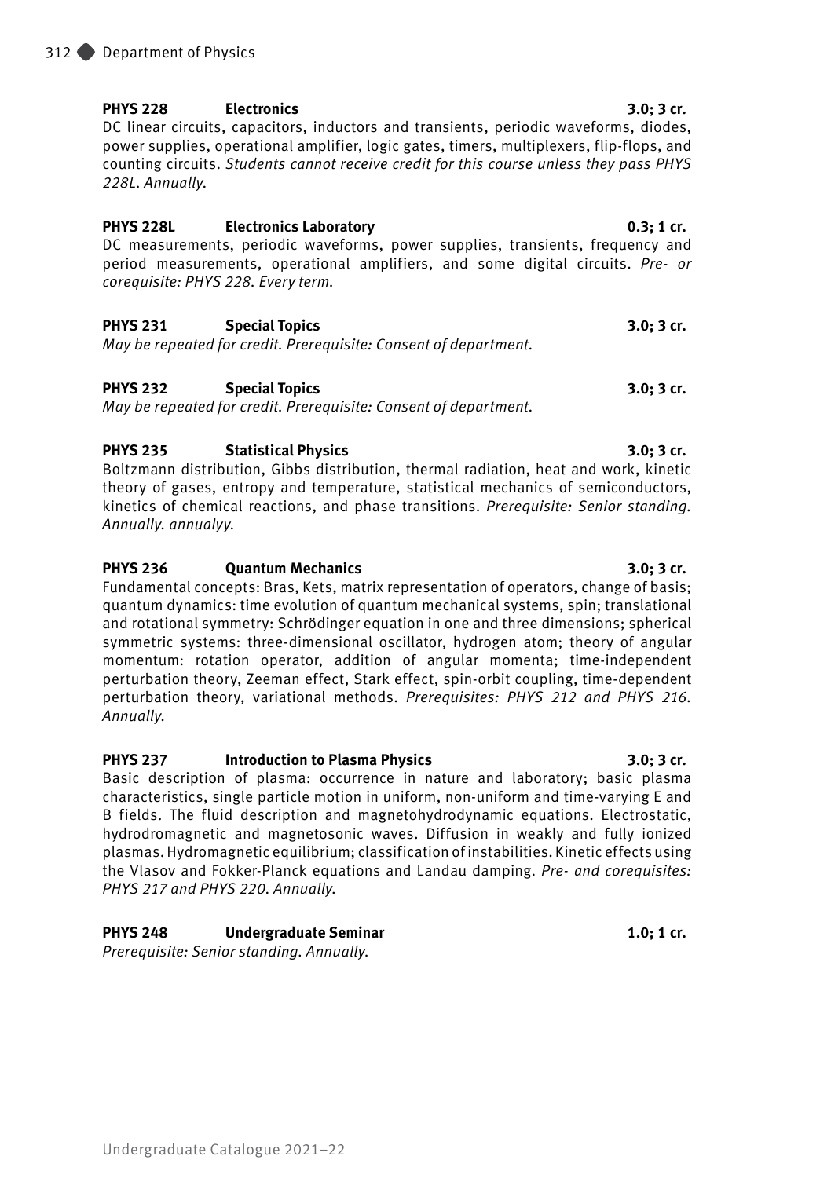**PHYS 228 Electronics 3.0; 3 cr.**

DC linear circuits, capacitors, inductors and transients, periodic waveforms, diodes, power supplies, operational amplifier, logic gates, timers, multiplexers, flip-flops, and counting circuits. *Students cannot receive credit for this course unless they pass PHYS 228L. Annually.*

**PHYS 228L Electronics Laboratory 0.3; 1 cr.**

DC measurements, periodic waveforms, power supplies, transients, frequency and period measurements, operational amplifiers, and some digital circuits. *Pre- or corequisite: PHYS 228. Every term.*

**PHYS 231 Special Topics 3.0; 3 cr.**

*May be repeated for credit. Prerequisite: Consent of department.*

**PHYS 232 Special Topics 3.0; 3 cr.**

*May be repeated for credit. Prerequisite: Consent of department.*

**PHYS 235 Statistical Physics 3.0; 3 cr.**

Boltzmann distribution, Gibbs distribution, thermal radiation, heat and work, kinetic theory of gases, entropy and temperature, statistical mechanics of semiconductors, kinetics of chemical reactions, and phase transitions. *Prerequisite: Senior standing. Annually. annualyy.*

**PHYS 236 Quantum Mechanics 3.0; 3 cr.**

Fundamental concepts: Bras, Kets, matrix representation of operators, change of basis; quantum dynamics: time evolution of quantum mechanical systems, spin; translational and rotational symmetry: Schrödinger equation in one and three dimensions; spherical symmetric systems: three-dimensional oscillator, hydrogen atom; theory of angular momentum: rotation operator, addition of angular momenta; time-independent perturbation theory, Zeeman effect, Stark effect, spin-orbit coupling, time-dependent perturbation theory, variational methods. *Prerequisites: PHYS 212 and PHYS 216. Annually.*

**PHYS 237 Introduction to Plasma Physics 3.0; 3 cr.**

Basic description of plasma: occurrence in nature and laboratory; basic plasma characteristics, single particle motion in uniform, non-uniform and time-varying E and B fields. The fluid description and magnetohydrodynamic equations. Electrostatic, hydrodromagnetic and magnetosonic waves. Diffusion in weakly and fully ionized plasmas. Hydromagnetic equilibrium; classification of instabilities. Kinetic effects using the Vlasov and Fokker-Planck equations and Landau damping. *Pre- and corequisites: PHYS 217 and PHYS 220. Annually.*

**PHYS 248 Undergraduate Seminar 1.0; 1 cr.**

*Prerequisite: Senior standing. Annually.*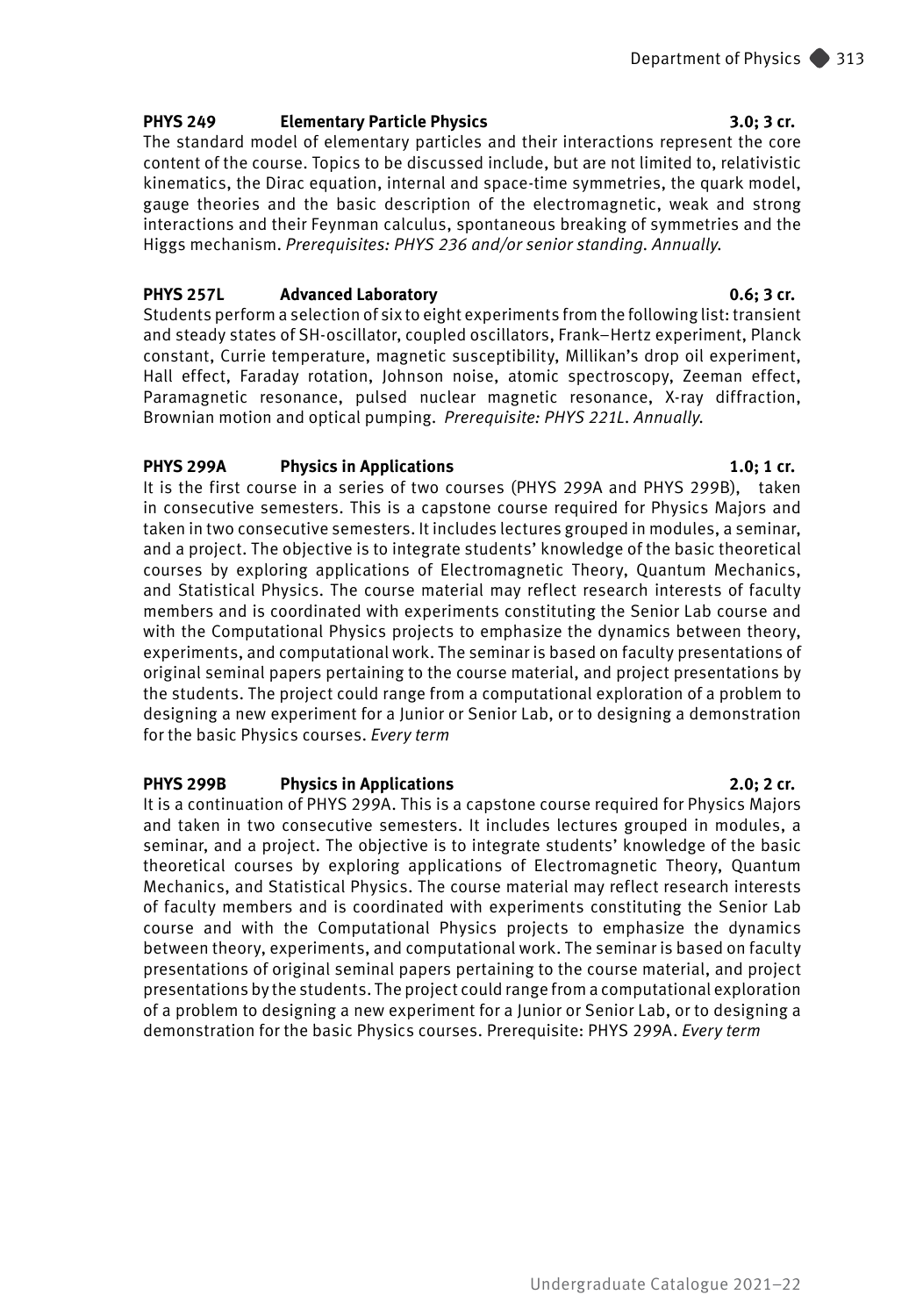**PHYS 249 Elementary Particle Physics 3.0; 3 cr.**

The standard model of elementary particles and their interactions represent the core content of the course. Topics to be discussed include, but are not limited to, relativistic kinematics, the Dirac equation, internal and space-time symmetries, the quark model, gauge theories and the basic description of the electromagnetic, weak and strong interactions and their Feynman calculus, spontaneous breaking of symmetries and the Higgs mechanism. *Prerequisites: PHYS 236 and/or senior standing. Annually.*

**PHYS 257L Advanced Laboratory 0.6; 3 cr.**

Students perform a selection of six to eight experiments from the following list: transient and steady states of SH-oscillator, coupled oscillators, Frank–Hertz experiment, Planck constant, Currie temperature, magnetic susceptibility, Millikan's drop oil experiment, Hall effect, Faraday rotation, Johnson noise, atomic spectroscopy, Zeeman effect, Paramagnetic resonance, pulsed nuclear magnetic resonance, X-ray diffraction, Brownian motion and optical pumping. *Prerequisite: PHYS 221L. Annually.*

**PHYS 299A Physics in Applications 1.0; 1 cr.**

It is the first course in a series of two courses (PHYS 299A and PHYS 299B), taken in consecutive semesters. This is a capstone course required for Physics Majors and taken in two consecutive semesters. It includes lectures grouped in modules, a seminar, and a project. The objective is to integrate students' knowledge of the basic theoretical courses by exploring applications of Electromagnetic Theory, Quantum Mechanics, and Statistical Physics. The course material may reflect research interests of faculty members and is coordinated with experiments constituting the Senior Lab course and with the Computational Physics projects to emphasize the dynamics between theory, experiments, and computational work. The seminar is based on faculty presentations of original seminal papers pertaining to the course material, and project presentations by the students. The project could range from a computational exploration of a problem to designing a new experiment for a Junior or Senior Lab, or to designing a demonstration for the basic Physics courses. *Every term*

**PHYS 299B Physics in Applications 2.0; 2 cr.**

It is a continuation of PHYS 299A. This is a capstone course required for Physics Majors and taken in two consecutive semesters. It includes lectures grouped in modules, a seminar, and a project. The objective is to integrate students' knowledge of the basic theoretical courses by exploring applications of Electromagnetic Theory, Quantum Mechanics, and Statistical Physics. The course material may reflect research interests of faculty members and is coordinated with experiments constituting the Senior Lab course and with the Computational Physics projects to emphasize the dynamics between theory, experiments, and computational work. The seminar is based on faculty presentations of original seminal papers pertaining to the course material, and project presentations by the students. The project could range from a computational exploration of a problem to designing a new experiment for a Junior or Senior Lab, or to designing a demonstration for the basic Physics courses. Prerequisite: PHYS 299A. *Every term*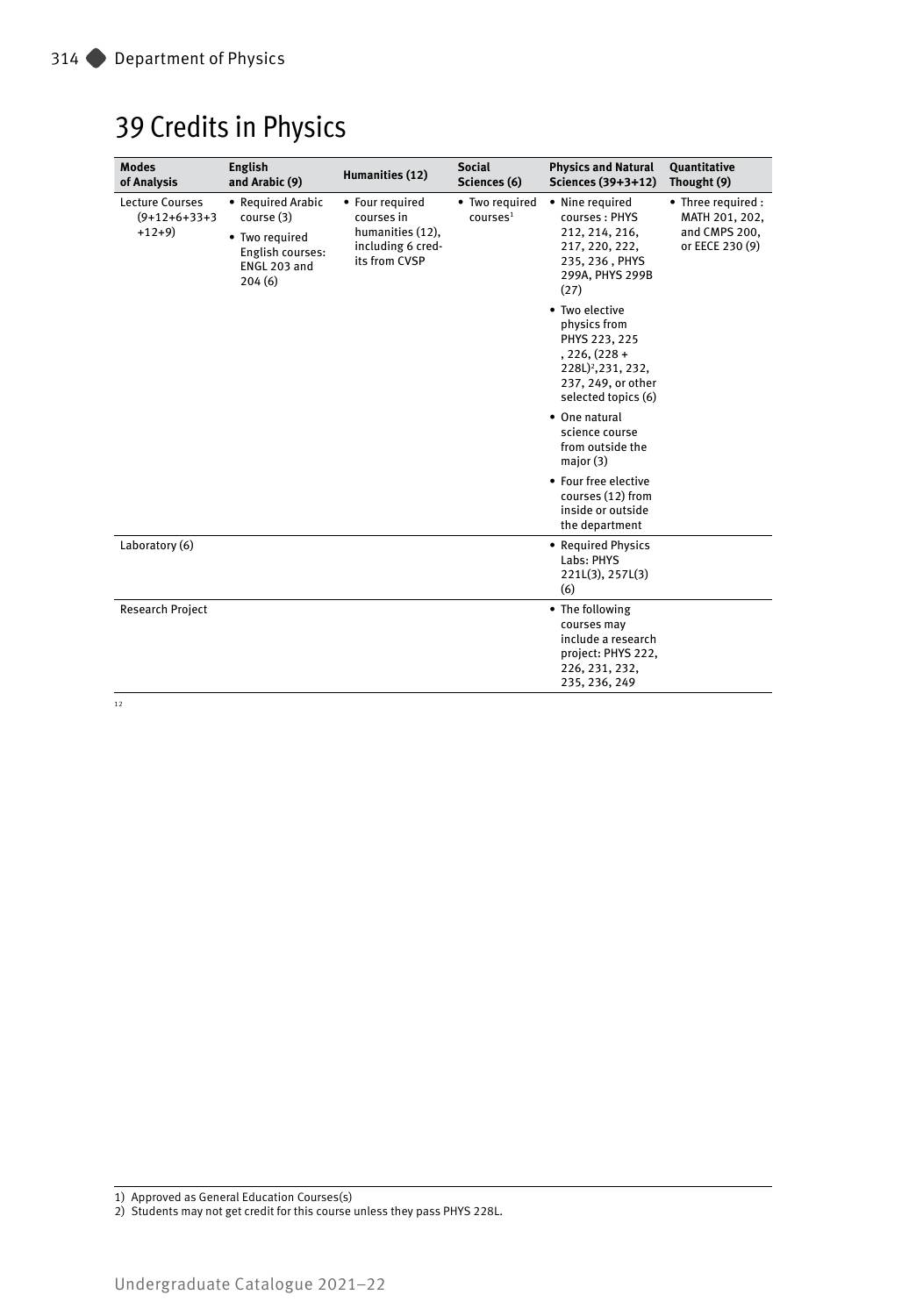# 39 Credits in Physics

| Modes of Analysis | English and Arabic (9) | Humanities (12) | Social Sciences (6) | Physics and Natural Sciences (39+3+12) | Quantitative Thought (9) |
|---|---|---|---|---|---|
| Lecture Courses (9+12+6+33+3 +12+9) | • Required Arabic course (3)<br>• Two required English courses: ENGL 203 and 204 (6) | • Four required courses in humanities (12), including 6 credits from CVSP | • Two required courses[1] | • Nine required courses : PHYS 212, 214, 216, 217, 220, 222, 235, 236 , PHYS 299A, PHYS 299B (27)<br>• Two elective physics from PHYS 223, 225 , 226, (228 + 228L)[2],231, 232, 237, 249, or other selected topics (6)<br>• One natural science course from outside the major (3)<br>• Four free elective courses (12) from inside or outside the department | • Three required : MATH 201, 202, and CMPS 200, or EECE 230 (9) |
| Laboratory (6) | | | | • Required Physics Labs: PHYS 221L(3), 257L(3) (6) | |
| Research Project | | | | • The following courses may include a research project: PHYS 222, 226, 231, 232, 235, 236, 249 | |

1 2

1) Approved as General Education Courses(s)
2) Students may not get credit for this course unless they pass PHYS 228L.